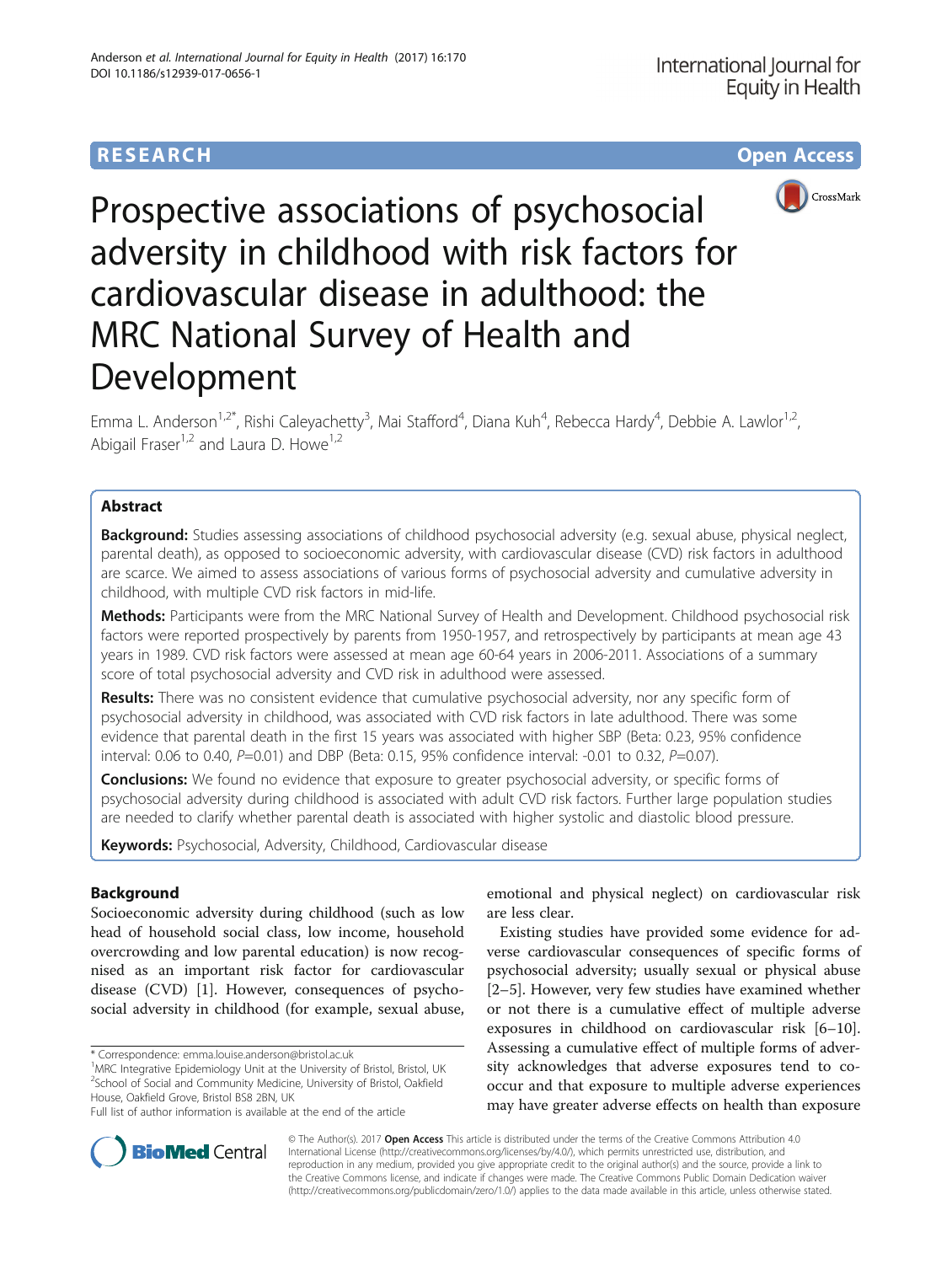RESEARCH **Open Access**

# Prospective associations of psychosocial adversity in childhood with risk factors for cardiovascular disease in adulthood: the MRC National Survey of Health and Development

Emma L. Anderson[1,2*], Rishi Caleyachetty[3], Mai Stafford[4], Diana Kuh[4], Rebecca Hardy[4], Debbie A. Lawlor[1,2], Abigail Fraser[1,2] and Laura D. Howe[1,2]

## Abstract

**Background:** Studies assessing associations of childhood psychosocial adversity (e.g. sexual abuse, physical neglect, parental death), as opposed to socioeconomic adversity, with cardiovascular disease (CVD) risk factors in adulthood are scarce. We aimed to assess associations of various forms of psychosocial adversity and cumulative adversity in childhood, with multiple CVD risk factors in mid-life.

**Methods:** Participants were from the MRC National Survey of Health and Development. Childhood psychosocial risk factors were reported prospectively by parents from 1950-1957, and retrospectively by participants at mean age 43 years in 1989. CVD risk factors were assessed at mean age 60-64 years in 2006-2011. Associations of a summary score of total psychosocial adversity and CVD risk in adulthood were assessed.

**Results:** There was no consistent evidence that cumulative psychosocial adversity, nor any specific form of psychosocial adversity in childhood, was associated with CVD risk factors in late adulthood. There was some evidence that parental death in the first 15 years was associated with higher SBP (Beta: 0.23, 95% confidence interval: 0.06 to 0.40, $P$=0.01) and DBP (Beta: 0.15, 95% confidence interval: -0.01 to 0.32, $P$=0.07).

**Conclusions:** We found no evidence that exposure to greater psychosocial adversity, or specific forms of psychosocial adversity during childhood is associated with adult CVD risk factors. Further large population studies are needed to clarify whether parental death is associated with higher systolic and diastolic blood pressure.

**Keywords:** Psychosocial, Adversity, Childhood, Cardiovascular disease

## Background

Socioeconomic adversity during childhood (such as low head of household social class, low income, household overcrowding and low parental education) is now recognised as an important risk factor for cardiovascular disease (CVD) [1]. However, consequences of psychosocial adversity in childhood (for example, sexual abuse, emotional and physical neglect) on cardiovascular risk are less clear.

Existing studies have provided some evidence for adverse cardiovascular consequences of specific forms of psychosocial adversity; usually sexual or physical abuse [2–5]. However, very few studies have examined whether or not there is a cumulative effect of multiple adverse exposures in childhood on cardiovascular risk [6–10]. Assessing a cumulative effect of multiple forms of adversity acknowledges that adverse exposures tend to co-occur and that exposure to multiple adverse experiences may have greater adverse effects on health than exposure

\* Correspondence: emma.louise.anderson@bristol.ac.uk
[1]MRC Integrative Epidemiology Unit at the University of Bristol, Bristol, UK
[2]School of Social and Community Medicine, University of Bristol, Oakfield House, Oakfield Grove, Bristol BS8 2BN, UK
Full list of author information is available at the end of the article

© The Author(s). 2017 **Open Access** This article is distributed under the terms of the Creative Commons Attribution 4.0 International License (http://creativecommons.org/licenses/by/4.0/), which permits unrestricted use, distribution, and reproduction in any medium, provided you give appropriate credit to the original author(s) and the source, provide a link to the Creative Commons license, and indicate if changes were made. The Creative Commons Public Domain Dedication waiver (http://creativecommons.org/publicdomain/zero/1.0/) applies to the data made available in this article, unless otherwise stated.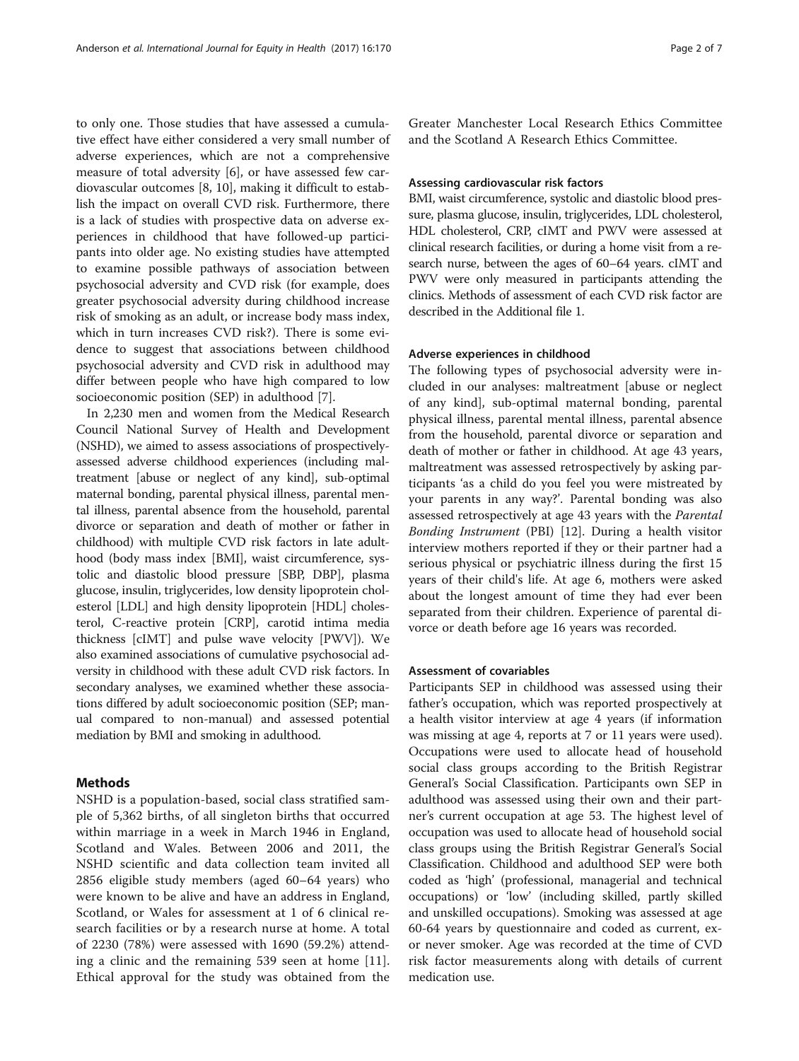to only one. Those studies that have assessed a cumulative effect have either considered a very small number of adverse experiences, which are not a comprehensive measure of total adversity [6], or have assessed few cardiovascular outcomes [8, 10], making it difficult to establish the impact on overall CVD risk. Furthermore, there is a lack of studies with prospective data on adverse experiences in childhood that have followed-up participants into older age. No existing studies have attempted to examine possible pathways of association between psychosocial adversity and CVD risk (for example, does greater psychosocial adversity during childhood increase risk of smoking as an adult, or increase body mass index, which in turn increases CVD risk?). There is some evidence to suggest that associations between childhood psychosocial adversity and CVD risk in adulthood may differ between people who have high compared to low socioeconomic position (SEP) in adulthood [7].

In 2,230 men and women from the Medical Research Council National Survey of Health and Development (NSHD), we aimed to assess associations of prospectively-assessed adverse childhood experiences (including maltreatment [abuse or neglect of any kind], sub-optimal maternal bonding, parental physical illness, parental mental illness, parental absence from the household, parental divorce or separation and death of mother or father in childhood) with multiple CVD risk factors in late adulthood (body mass index [BMI], waist circumference, systolic and diastolic blood pressure [SBP, DBP], plasma glucose, insulin, triglycerides, low density lipoprotein cholesterol [LDL] and high density lipoprotein [HDL] cholesterol, C-reactive protein [CRP], carotid intima media thickness [cIMT] and pulse wave velocity [PWV]). We also examined associations of cumulative psychosocial adversity in childhood with these adult CVD risk factors. In secondary analyses, we examined whether these associations differed by adult socioeconomic position (SEP; manual compared to non-manual) and assessed potential mediation by BMI and smoking in adulthood.

## Methods

NSHD is a population-based, social class stratified sample of 5,362 births, of all singleton births that occurred within marriage in a week in March 1946 in England, Scotland and Wales. Between 2006 and 2011, the NSHD scientific and data collection team invited all 2856 eligible study members (aged 60–64 years) who were known to be alive and have an address in England, Scotland, or Wales for assessment at 1 of 6 clinical research facilities or by a research nurse at home. A total of 2230 (78%) were assessed with 1690 (59.2%) attending a clinic and the remaining 539 seen at home [11]. Ethical approval for the study was obtained from the Greater Manchester Local Research Ethics Committee and the Scotland A Research Ethics Committee.

### Assessing cardiovascular risk factors

BMI, waist circumference, systolic and diastolic blood pressure, plasma glucose, insulin, triglycerides, LDL cholesterol, HDL cholesterol, CRP, cIMT and PWV were assessed at clinical research facilities, or during a home visit from a research nurse, between the ages of 60–64 years. cIMT and PWV were only measured in participants attending the clinics. Methods of assessment of each CVD risk factor are described in the Additional file 1.

### Adverse experiences in childhood

The following types of psychosocial adversity were included in our analyses: maltreatment [abuse or neglect of any kind], sub-optimal maternal bonding, parental physical illness, parental mental illness, parental absence from the household, parental divorce or separation and death of mother or father in childhood. At age 43 years, maltreatment was assessed retrospectively by asking participants 'as a child do you feel you were mistreated by your parents in any way?'. Parental bonding was also assessed retrospectively at age 43 years with the *Parental Bonding Instrument* (PBI) [12]. During a health visitor interview mothers reported if they or their partner had a serious physical or psychiatric illness during the first 15 years of their child's life. At age 6, mothers were asked about the longest amount of time they had ever been separated from their children. Experience of parental divorce or death before age 16 years was recorded.

### Assessment of covariables

Participants SEP in childhood was assessed using their father's occupation, which was reported prospectively at a health visitor interview at age 4 years (if information was missing at age 4, reports at 7 or 11 years were used). Occupations were used to allocate head of household social class groups according to the British Registrar General's Social Classification. Participants own SEP in adulthood was assessed using their own and their partner's current occupation at age 53. The highest level of occupation was used to allocate head of household social class groups using the British Registrar General's Social Classification. Childhood and adulthood SEP were both coded as 'high' (professional, managerial and technical occupations) or 'low' (including skilled, partly skilled and unskilled occupations). Smoking was assessed at age 60-64 years by questionnaire and coded as current, ex- or never smoker. Age was recorded at the time of CVD risk factor measurements along with details of current medication use.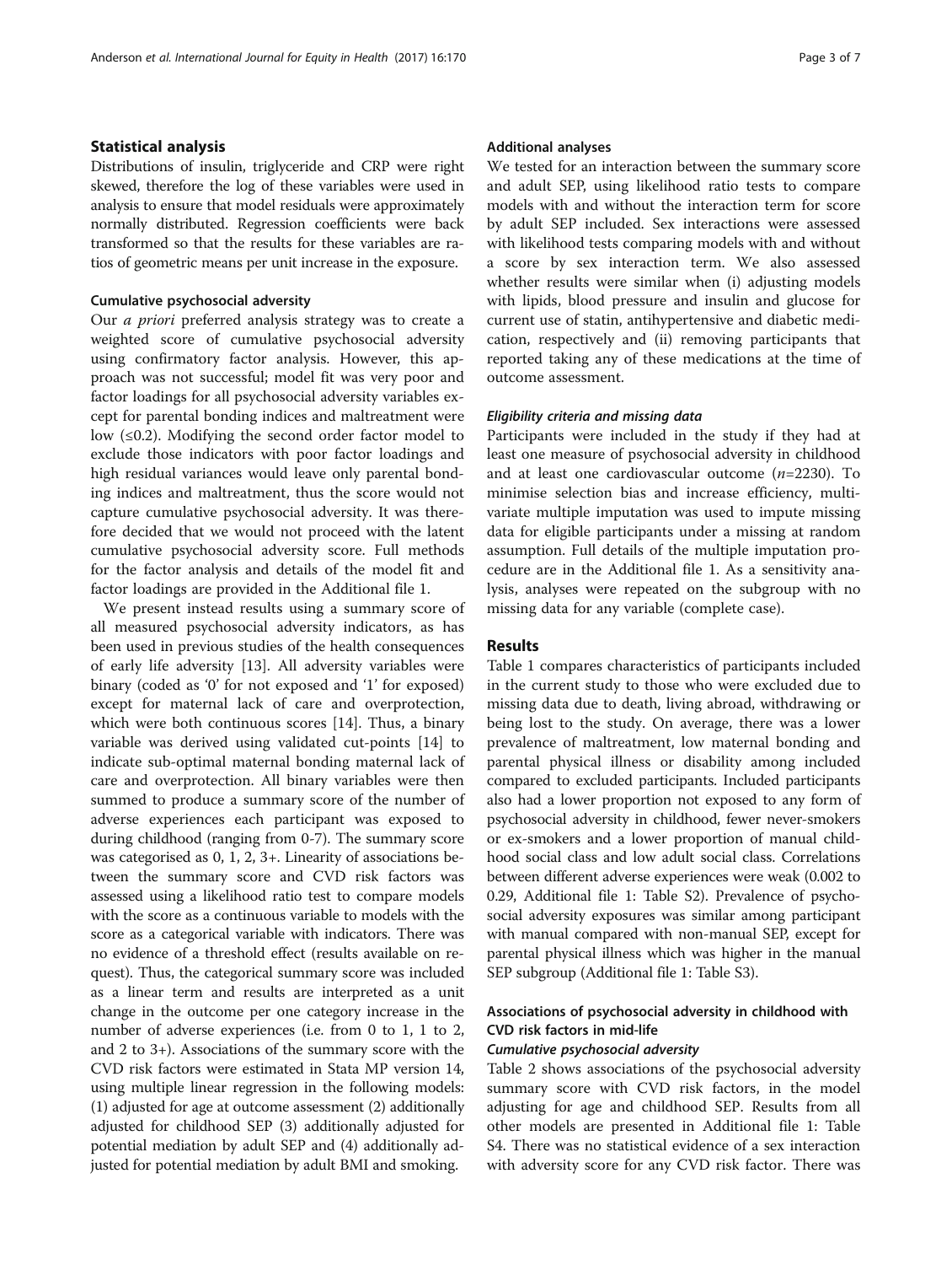## Statistical analysis

Distributions of insulin, triglyceride and CRP were right skewed, therefore the log of these variables were used in analysis to ensure that model residuals were approximately normally distributed. Regression coefficients were back transformed so that the results for these variables are ratios of geometric means per unit increase in the exposure.

### Cumulative psychosocial adversity

Our *a priori* preferred analysis strategy was to create a weighted score of cumulative psychosocial adversity using confirmatory factor analysis. However, this approach was not successful; model fit was very poor and factor loadings for all psychosocial adversity variables except for parental bonding indices and maltreatment were low (≤0.2). Modifying the second order factor model to exclude those indicators with poor factor loadings and high residual variances would leave only parental bonding indices and maltreatment, thus the score would not capture cumulative psychosocial adversity. It was therefore decided that we would not proceed with the latent cumulative psychosocial adversity score. Full methods for the factor analysis and details of the model fit and factor loadings are provided in the Additional file 1.

We present instead results using a summary score of all measured psychosocial adversity indicators, as has been used in previous studies of the health consequences of early life adversity [13]. All adversity variables were binary (coded as '0' for not exposed and '1' for exposed) except for maternal lack of care and overprotection, which were both continuous scores [14]. Thus, a binary variable was derived using validated cut-points [14] to indicate sub-optimal maternal bonding maternal lack of care and overprotection. All binary variables were then summed to produce a summary score of the number of adverse experiences each participant was exposed to during childhood (ranging from 0-7). The summary score was categorised as 0, 1, 2, 3+. Linearity of associations between the summary score and CVD risk factors was assessed using a likelihood ratio test to compare models with the score as a continuous variable to models with the score as a categorical variable with indicators. There was no evidence of a threshold effect (results available on request). Thus, the categorical summary score was included as a linear term and results are interpreted as a unit change in the outcome per one category increase in the number of adverse experiences (i.e. from 0 to 1, 1 to 2, and 2 to 3+). Associations of the summary score with the CVD risk factors were estimated in Stata MP version 14, using multiple linear regression in the following models: (1) adjusted for age at outcome assessment (2) additionally adjusted for childhood SEP (3) additionally adjusted for potential mediation by adult SEP and (4) additionally adjusted for potential mediation by adult BMI and smoking.

### Additional analyses

We tested for an interaction between the summary score and adult SEP, using likelihood ratio tests to compare models with and without the interaction term for score by adult SEP included. Sex interactions were assessed with likelihood tests comparing models with and without a score by sex interaction term. We also assessed whether results were similar when (i) adjusting models with lipids, blood pressure and insulin and glucose for current use of statin, antihypertensive and diabetic medication, respectively and (ii) removing participants that reported taking any of these medications at the time of outcome assessment.

#### *Eligibility criteria and missing data*

Participants were included in the study if they had at least one measure of psychosocial adversity in childhood and at least one cardiovascular outcome ($n$=2230). To minimise selection bias and increase efficiency, multivariate multiple imputation was used to impute missing data for eligible participants under a missing at random assumption. Full details of the multiple imputation procedure are in the Additional file 1. As a sensitivity analysis, analyses were repeated on the subgroup with no missing data for any variable (complete case).

## Results

Table 1 compares characteristics of participants included in the current study to those who were excluded due to missing data due to death, living abroad, withdrawing or being lost to the study. On average, there was a lower prevalence of maltreatment, low maternal bonding and parental physical illness or disability among included compared to excluded participants. Included participants also had a lower proportion not exposed to any form of psychosocial adversity in childhood, fewer never-smokers or ex-smokers and a lower proportion of manual childhood social class and low adult social class. Correlations between different adverse experiences were weak (0.002 to 0.29, Additional file 1: Table S2). Prevalence of psychosocial adversity exposures was similar among participant with manual compared with non-manual SEP, except for parental physical illness which was higher in the manual SEP subgroup (Additional file 1: Table S3).

### Associations of psychosocial adversity in childhood with CVD risk factors in mid-life

#### *Cumulative psychosocial adversity*

Table 2 shows associations of the psychosocial adversity summary score with CVD risk factors, in the model adjusting for age and childhood SEP. Results from all other models are presented in Additional file 1: Table S4. There was no statistical evidence of a sex interaction with adversity score for any CVD risk factor. There was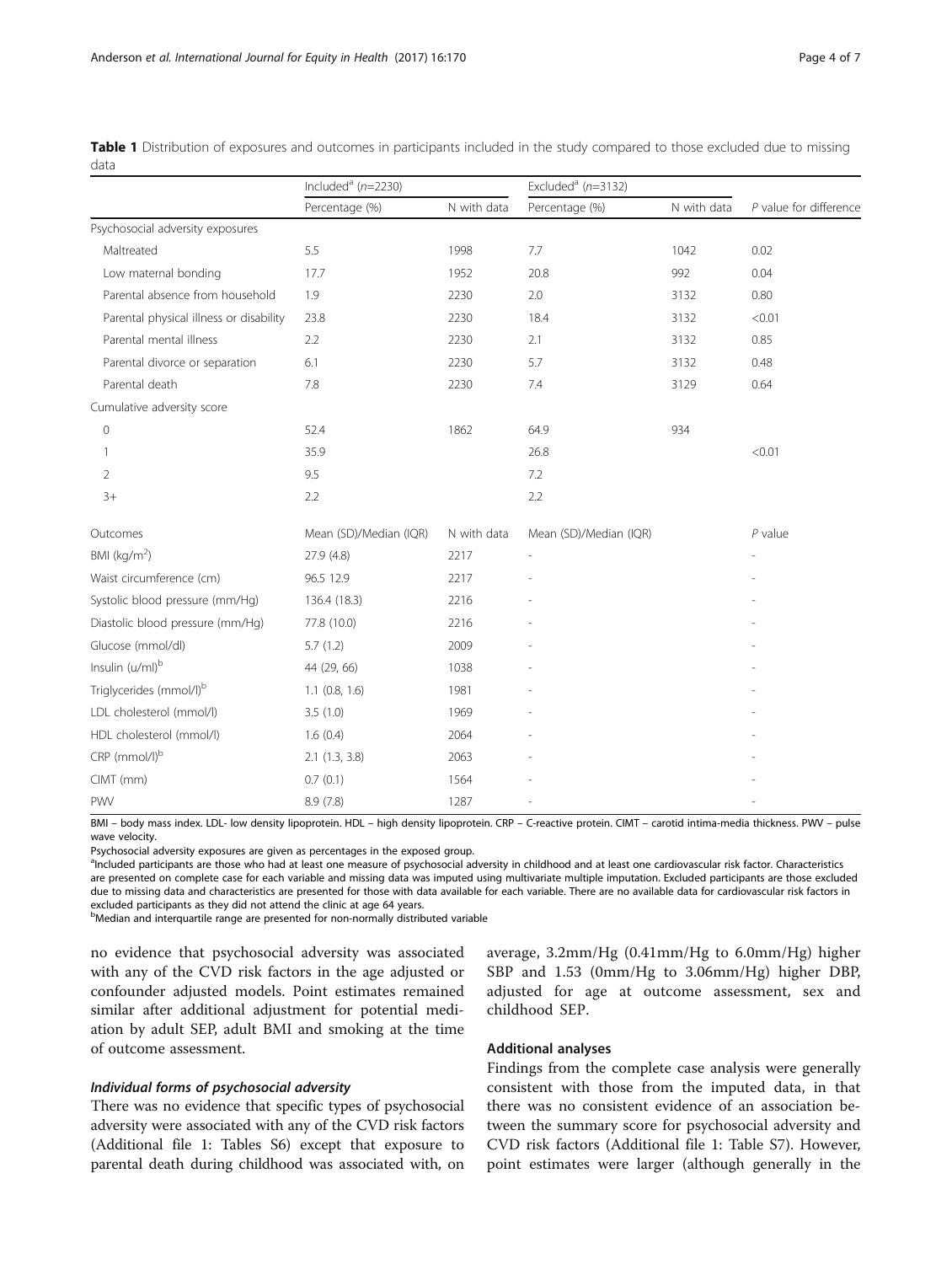**Table 1** Distribution of exposures and outcomes in participants included in the study compared to those excluded due to missing data

| | Included[a] (n=2230) | | Excluded[a] (n=3132) | | |
|---|---|---|---|---|---|
| | Percentage (%) | N with data | Percentage (%) | N with data | P value for difference |
| Psychosocial adversity exposures | | | | | |
| Maltreated | 5.5 | 1998 | 7.7 | 1042 | 0.02 |
| Low maternal bonding | 17.7 | 1952 | 20.8 | 992 | 0.04 |
| Parental absence from household | 1.9 | 2230 | 2.0 | 3132 | 0.80 |
| Parental physical illness or disability | 23.8 | 2230 | 18.4 | 3132 | <0.01 |
| Parental mental illness | 2.2 | 2230 | 2.1 | 3132 | 0.85 |
| Parental divorce or separation | 6.1 | 2230 | 5.7 | 3132 | 0.48 |
| Parental death | 7.8 | 2230 | 7.4 | 3129 | 0.64 |
| Cumulative adversity score | | | | | |
| 0 | 52.4 | 1862 | 64.9 | 934 | |
| 1 | 35.9 | | 26.8 | | <0.01 |
| 2 | 9.5 | | 7.2 | | |
| 3+ | 2.2 | | 2.2 | | |
| Outcomes | Mean (SD)/Median (IQR) | N with data | Mean (SD)/Median (IQR) | | P value |
| BMI (kg/m$^2$) | 27.9 (4.8) | 2217 | - | | - |
| Waist circumference (cm) | 96.5 12.9 | 2217 | - | | - |
| Systolic blood pressure (mm/Hg) | 136.4 (18.3) | 2216 | - | | - |
| Diastolic blood pressure (mm/Hg) | 77.8 (10.0) | 2216 | - | | - |
| Glucose (mmol/dl) | 5.7 (1.2) | 2009 | - | | - |
| Insulin (u/ml)[b] | 44 (29, 66) | 1038 | - | | - |
| Triglycerides (mmol/l)[b] | 1.1 (0.8, 1.6) | 1981 | - | | - |
| LDL cholesterol (mmol/l) | 3.5 (1.0) | 1969 | - | | - |
| HDL cholesterol (mmol/l) | 1.6 (0.4) | 2064 | - | | - |
| CRP (mmol/l)[b] | 2.1 (1.3, 3.8) | 2063 | - | | - |
| CIMT (mm) | 0.7 (0.1) | 1564 | - | | - |
| PWV | 8.9 (7.8) | 1287 | - | | - |

BMI – body mass index. LDL- low density lipoprotein. HDL – high density lipoprotein. CRP – C-reactive protein. CIMT – carotid intima-media thickness. PWV – pulse wave velocity.

Psychosocial adversity exposures are given as percentages in the exposed group.

[a]Included participants are those who had at least one measure of psychosocial adversity in childhood and at least one cardiovascular risk factor. Characteristics are presented on complete case for each variable and missing data was imputed using multivariate multiple imputation. Excluded participants are those excluded due to missing data and characteristics are presented for those with data available for each variable. There are no available data for cardiovascular risk factors in excluded participants as they did not attend the clinic at age 64 years.

[b]Median and interquartile range are presented for non-normally distributed variable

no evidence that psychosocial adversity was associated with any of the CVD risk factors in the age adjusted or confounder adjusted models. Point estimates remained similar after additional adjustment for potential mediation by adult SEP, adult BMI and smoking at the time of outcome assessment.

#### *Individual forms of psychosocial adversity*

There was no evidence that specific types of psychosocial adversity were associated with any of the CVD risk factors (Additional file 1: Tables S6) except that exposure to parental death during childhood was associated with, on average, 3.2mm/Hg (0.41mm/Hg to 6.0mm/Hg) higher SBP and 1.53 (0mm/Hg to 3.06mm/Hg) higher DBP, adjusted for age at outcome assessment, sex and childhood SEP.

### Additional analyses

Findings from the complete case analysis were generally consistent with those from the imputed data, in that there was no consistent evidence of an association between the summary score for psychosocial adversity and CVD risk factors (Additional file 1: Table S7). However, point estimates were larger (although generally in the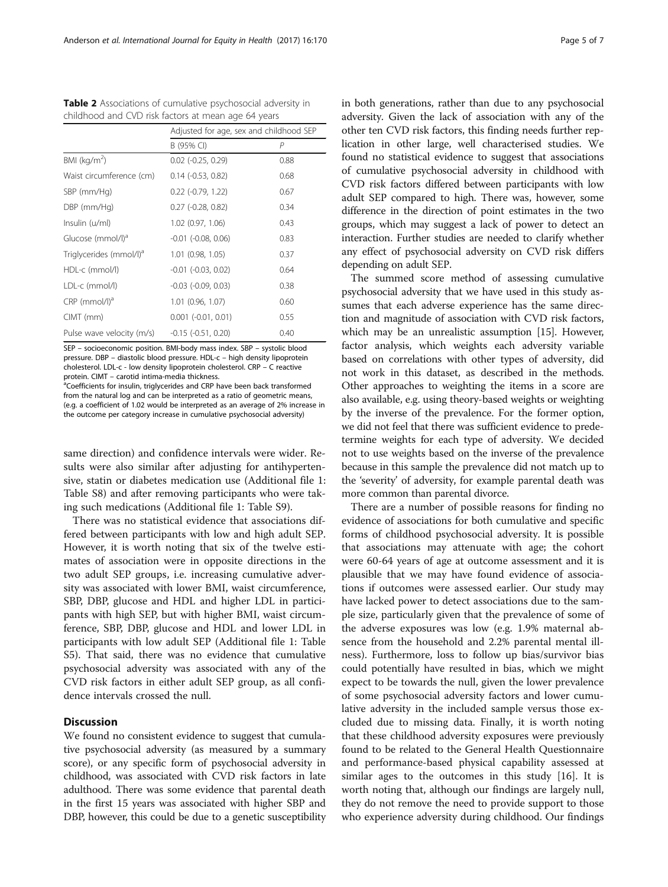**Table 2** Associations of cumulative psychosocial adversity in childhood and CVD risk factors at mean age 64 years

| | Adjusted for age, sex and childhood SEP | |
|---|---|---|
| | B (95% CI) | P |
| BMI (kg/m$^2$) | 0.02 (-0.25, 0.29) | 0.88 |
| Waist circumference (cm) | 0.14 (-0.53, 0.82) | 0.68 |
| SBP (mm/Hg) | 0.22 (-0.79, 1.22) | 0.67 |
| DBP (mm/Hg) | 0.27 (-0.28, 0.82) | 0.34 |
| Insulin (u/ml) | 1.02 (0.97, 1.06) | 0.43 |
| Glucose (mmol/l)[a] | -0.01 (-0.08, 0.06) | 0.83 |
| Triglycerides (mmol/l)[a] | 1.01 (0.98, 1.05) | 0.37 |
| HDL-c (mmol/l) | -0.01 (-0.03, 0.02) | 0.64 |
| LDL-c (mmol/l) | -0.03 (-0.09, 0.03) | 0.38 |
| CRP (mmol/l)[a] | 1.01 (0.96, 1.07) | 0.60 |
| CIMT (mm) | 0.001 (-0.01, 0.01) | 0.55 |
| Pulse wave velocity (m/s) | -0.15 (-0.51, 0.20) | 0.40 |

SEP – socioeconomic position. BMI-body mass index. SBP – systolic blood pressure. DBP – diastolic blood pressure. HDL-c – high density lipoprotein cholesterol. LDL-c - low density lipoprotein cholesterol. CRP – C reactive protein. CIMT – carotid intima-media thickness.
[a]Coefficients for insulin, triglycerides and CRP have been back transformed from the natural log and can be interpreted as a ratio of geometric means, (e.g. a coefficient of 1.02 would be interpreted as an average of 2% increase in the outcome per category increase in cumulative psychosocial adversity)

same direction) and confidence intervals were wider. Results were also similar after adjusting for antihypertensive, statin or diabetes medication use (Additional file 1: Table S8) and after removing participants who were taking such medications (Additional file 1: Table S9).

There was no statistical evidence that associations differed between participants with low and high adult SEP. However, it is worth noting that six of the twelve estimates of association were in opposite directions in the two adult SEP groups, i.e. increasing cumulative adversity was associated with lower BMI, waist circumference, SBP, DBP, glucose and HDL and higher LDL in participants with high SEP, but with higher BMI, waist circumference, SBP, DBP, glucose and HDL and lower LDL in participants with low adult SEP (Additional file 1: Table S5). That said, there was no evidence that cumulative psychosocial adversity was associated with any of the CVD risk factors in either adult SEP group, as all confidence intervals crossed the null.

## Discussion

We found no consistent evidence to suggest that cumulative psychosocial adversity (as measured by a summary score), or any specific form of psychosocial adversity in childhood, was associated with CVD risk factors in late adulthood. There was some evidence that parental death in the first 15 years was associated with higher SBP and DBP, however, this could be due to a genetic susceptibility in both generations, rather than due to any psychosocial adversity. Given the lack of association with any of the other ten CVD risk factors, this finding needs further replication in other large, well characterised studies. We found no statistical evidence to suggest that associations of cumulative psychosocial adversity in childhood with CVD risk factors differed between participants with low adult SEP compared to high. There was, however, some difference in the direction of point estimates in the two groups, which may suggest a lack of power to detect an interaction. Further studies are needed to clarify whether any effect of psychosocial adversity on CVD risk differs depending on adult SEP.

The summed score method of assessing cumulative psychosocial adversity that we have used in this study assumes that each adverse experience has the same direction and magnitude of association with CVD risk factors, which may be an unrealistic assumption [15]. However, factor analysis, which weights each adversity variable based on correlations with other types of adversity, did not work in this dataset, as described in the methods. Other approaches to weighting the items in a score are also available, e.g. using theory-based weights or weighting by the inverse of the prevalence. For the former option, we did not feel that there was sufficient evidence to predetermine weights for each type of adversity. We decided not to use weights based on the inverse of the prevalence because in this sample the prevalence did not match up to the 'severity' of adversity, for example parental death was more common than parental divorce.

There are a number of possible reasons for finding no evidence of associations for both cumulative and specific forms of childhood psychosocial adversity. It is possible that associations may attenuate with age; the cohort were 60-64 years of age at outcome assessment and it is plausible that we may have found evidence of associations if outcomes were assessed earlier. Our study may have lacked power to detect associations due to the sample size, particularly given that the prevalence of some of the adverse exposures was low (e.g. 1.9% maternal absence from the household and 2.2% parental mental illness). Furthermore, loss to follow up bias/survivor bias could potentially have resulted in bias, which we might expect to be towards the null, given the lower prevalence of some psychosocial adversity factors and lower cumulative adversity in the included sample versus those excluded due to missing data. Finally, it is worth noting that these childhood adversity exposures were previously found to be related to the General Health Questionnaire and performance-based physical capability assessed at similar ages to the outcomes in this study [16]. It is worth noting that, although our findings are largely null, they do not remove the need to provide support to those who experience adversity during childhood. Our findings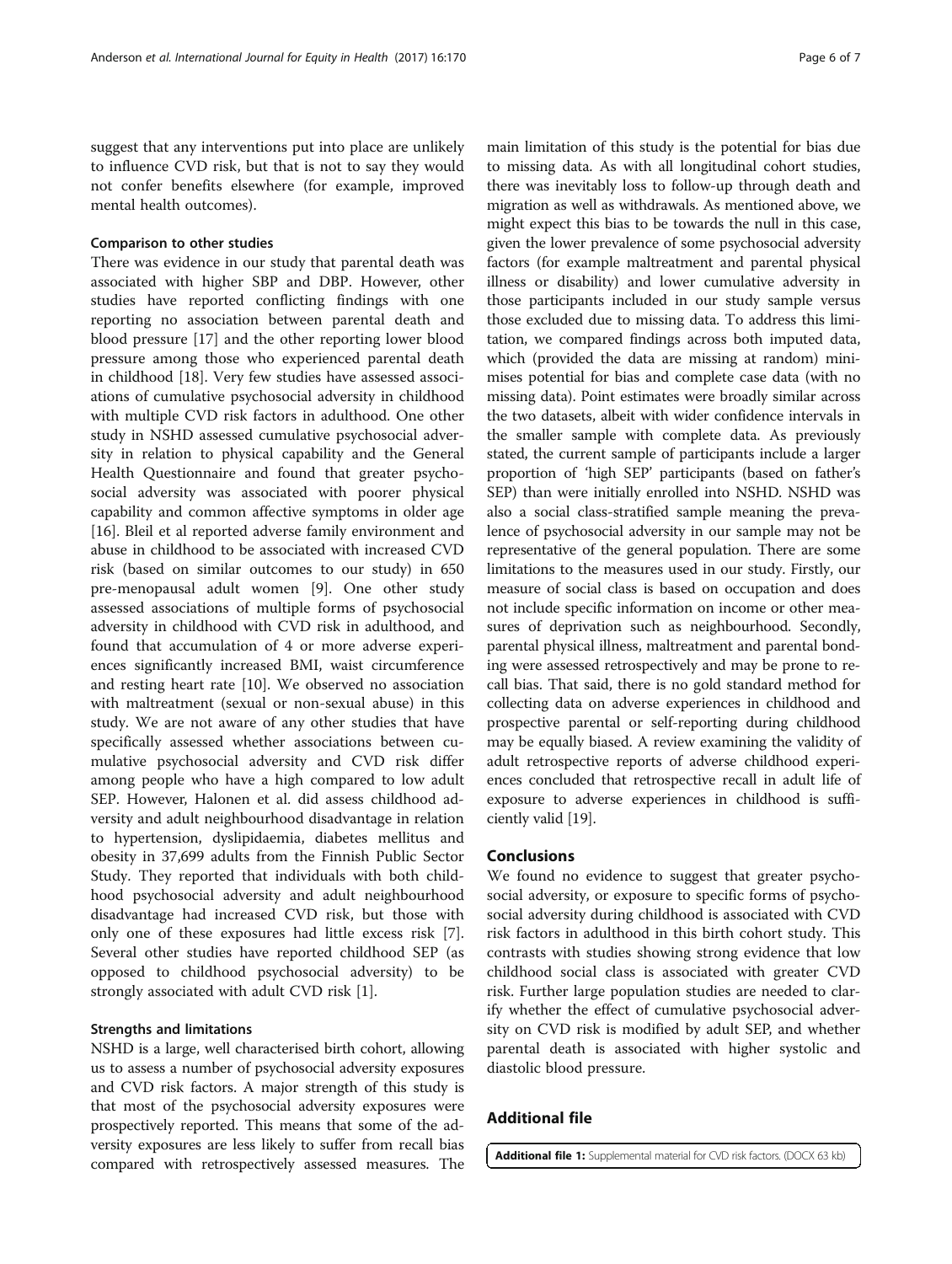suggest that any interventions put into place are unlikely to influence CVD risk, but that is not to say they would not confer benefits elsewhere (for example, improved mental health outcomes).

### Comparison to other studies

There was evidence in our study that parental death was associated with higher SBP and DBP. However, other studies have reported conflicting findings with one reporting no association between parental death and blood pressure [17] and the other reporting lower blood pressure among those who experienced parental death in childhood [18]. Very few studies have assessed associations of cumulative psychosocial adversity in childhood with multiple CVD risk factors in adulthood. One other study in NSHD assessed cumulative psychosocial adversity in relation to physical capability and the General Health Questionnaire and found that greater psychosocial adversity was associated with poorer physical capability and common affective symptoms in older age [16]. Bleil et al reported adverse family environment and abuse in childhood to be associated with increased CVD risk (based on similar outcomes to our study) in 650 pre-menopausal adult women [9]. One other study assessed associations of multiple forms of psychosocial adversity in childhood with CVD risk in adulthood, and found that accumulation of 4 or more adverse experiences significantly increased BMI, waist circumference and resting heart rate [10]. We observed no association with maltreatment (sexual or non-sexual abuse) in this study. We are not aware of any other studies that have specifically assessed whether associations between cumulative psychosocial adversity and CVD risk differ among people who have a high compared to low adult SEP. However, Halonen et al. did assess childhood adversity and adult neighbourhood disadvantage in relation to hypertension, dyslipidaemia, diabetes mellitus and obesity in 37,699 adults from the Finnish Public Sector Study. They reported that individuals with both childhood psychosocial adversity and adult neighbourhood disadvantage had increased CVD risk, but those with only one of these exposures had little excess risk [7]. Several other studies have reported childhood SEP (as opposed to childhood psychosocial adversity) to be strongly associated with adult CVD risk [1].

### Strengths and limitations

NSHD is a large, well characterised birth cohort, allowing us to assess a number of psychosocial adversity exposures and CVD risk factors. A major strength of this study is that most of the psychosocial adversity exposures were prospectively reported. This means that some of the adversity exposures are less likely to suffer from recall bias compared with retrospectively assessed measures. The main limitation of this study is the potential for bias due to missing data. As with all longitudinal cohort studies, there was inevitably loss to follow-up through death and migration as well as withdrawals. As mentioned above, we might expect this bias to be towards the null in this case, given the lower prevalence of some psychosocial adversity factors (for example maltreatment and parental physical illness or disability) and lower cumulative adversity in those participants included in our study sample versus those excluded due to missing data. To address this limitation, we compared findings across both imputed data, which (provided the data are missing at random) minimises potential for bias and complete case data (with no missing data). Point estimates were broadly similar across the two datasets, albeit with wider confidence intervals in the smaller sample with complete data. As previously stated, the current sample of participants include a larger proportion of 'high SEP' participants (based on father's SEP) than were initially enrolled into NSHD. NSHD was also a social class-stratified sample meaning the prevalence of psychosocial adversity in our sample may not be representative of the general population. There are some limitations to the measures used in our study. Firstly, our measure of social class is based on occupation and does not include specific information on income or other measures of deprivation such as neighbourhood. Secondly, parental physical illness, maltreatment and parental bonding were assessed retrospectively and may be prone to recall bias. That said, there is no gold standard method for collecting data on adverse experiences in childhood and prospective parental or self-reporting during childhood may be equally biased. A review examining the validity of adult retrospective reports of adverse childhood experiences concluded that retrospective recall in adult life of exposure to adverse experiences in childhood is sufficiently valid [19].

## Conclusions

We found no evidence to suggest that greater psychosocial adversity, or exposure to specific forms of psychosocial adversity during childhood is associated with CVD risk factors in adulthood in this birth cohort study. This contrasts with studies showing strong evidence that low childhood social class is associated with greater CVD risk. Further large population studies are needed to clarify whether the effect of cumulative psychosocial adversity on CVD risk is modified by adult SEP, and whether parental death is associated with higher systolic and diastolic blood pressure.

## Additional file

**Additional file 1:** Supplemental material for CVD risk factors. (DOCX 63 kb)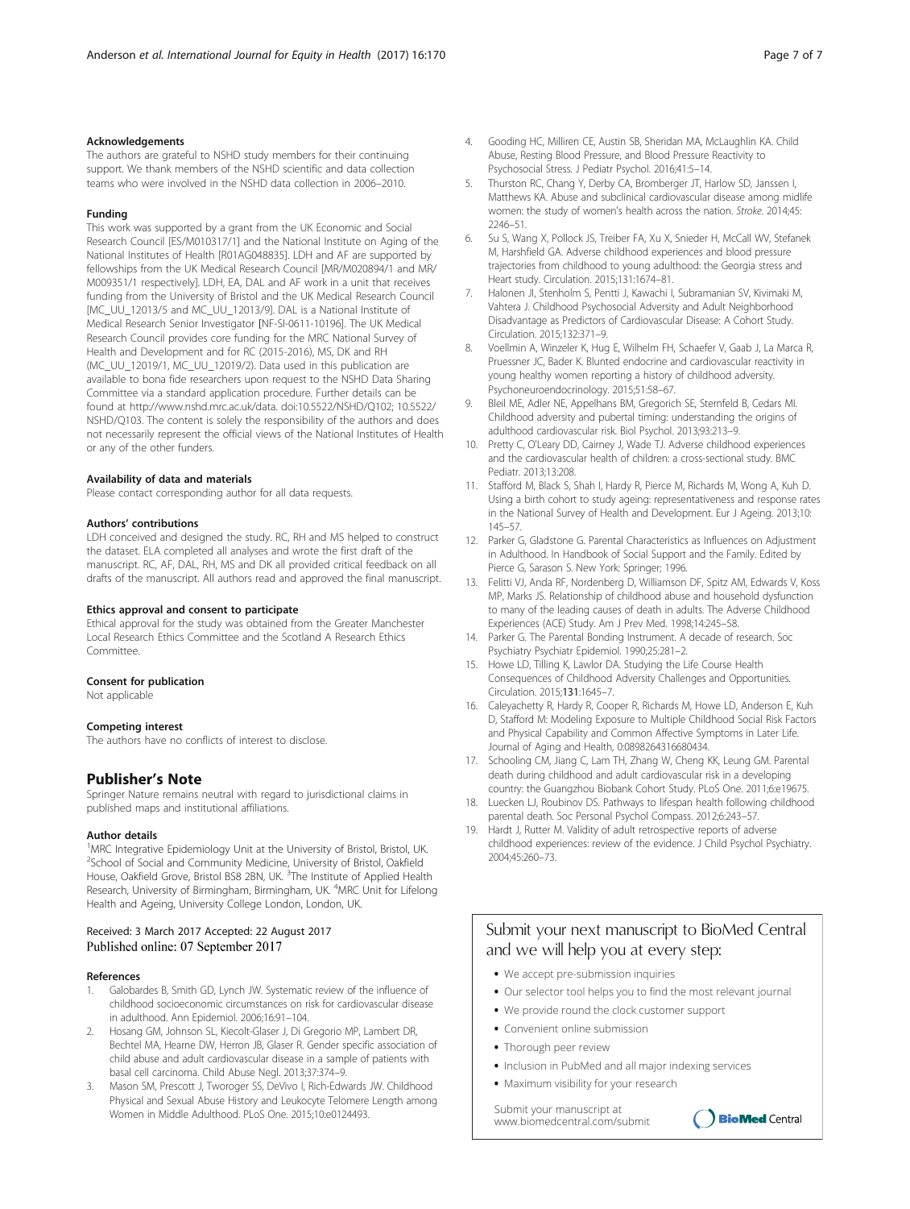#### Acknowledgements

The authors are grateful to NSHD study members for their continuing support. We thank members of the NSHD scientific and data collection teams who were involved in the NSHD data collection in 2006–2010.

#### Funding

This work was supported by a grant from the UK Economic and Social Research Council [ES/M010317/1] and the National Institute on Aging of the National Institutes of Health [R01AG048835]. LDH and AF are supported by fellowships from the UK Medical Research Council [MR/M020894/1 and MR/M009351/1 respectively]. LDH, EA, DAL and AF work in a unit that receives funding from the University of Bristol and the UK Medical Research Council [MC_UU_12013/5 and MC_UU_12013/9]. DAL is a National Institute of Medical Research Senior Investigator [NF-SI-0611-10196]. The UK Medical Research Council provides core funding for the MRC National Survey of Health and Development and for RC (2015-2016), MS, DK and RH (MC_UU_12019/1, MC_UU_12019/2). Data used in this publication are available to bona fide researchers upon request to the NSHD Data Sharing Committee via a standard application procedure. Further details can be found at http://www.nshd.mrc.ac.uk/data. doi:10.5522/NSHD/Q102; 10.5522/NSHD/Q103. The content is solely the responsibility of the authors and does not necessarily represent the official views of the National Institutes of Health or any of the other funders.

#### Availability of data and materials

Please contact corresponding author for all data requests.

#### Authors' contributions

LDH conceived and designed the study. RC, RH and MS helped to construct the dataset. ELA completed all analyses and wrote the first draft of the manuscript. RC, AF, DAL, RH, MS and DK all provided critical feedback on all drafts of the manuscript. All authors read and approved the final manuscript.

#### Ethics approval and consent to participate

Ethical approval for the study was obtained from the Greater Manchester Local Research Ethics Committee and the Scotland A Research Ethics Committee.

#### Consent for publication

Not applicable

#### Competing interest

The authors have no conflicts of interest to disclose.

## Publisher's Note

Springer Nature remains neutral with regard to jurisdictional claims in published maps and institutional affiliations.

#### Author details

[1]MRC Integrative Epidemiology Unit at the University of Bristol, Bristol, UK. [2]School of Social and Community Medicine, University of Bristol, Oakfield House, Oakfield Grove, Bristol BS8 2BN, UK. [3]The Institute of Applied Health Research, University of Birmingham, Birmingham, UK. [4]MRC Unit for Lifelong Health and Ageing, University College London, London, UK.

Received: 3 March 2017 Accepted: 22 August 2017
Published online: 07 September 2017

#### References

1. Galobardes B, Smith GD, Lynch JW. Systematic review of the influence of childhood socioeconomic circumstances on risk for cardiovascular disease in adulthood. Ann Epidemiol. 2006;16:91–104.
2. Hosang GM, Johnson SL, Kiecolt-Glaser J, Di Gregorio MP, Lambert DR, Bechtel MA, Hearne DW, Herron JB, Glaser R. Gender specific association of child abuse and adult cardiovascular disease in a sample of patients with basal cell carcinoma. Child Abuse Negl. 2013;37:374–9.
3. Mason SM, Prescott J, Tworoger SS, DeVivo I, Rich-Edwards JW. Childhood Physical and Sexual Abuse History and Leukocyte Telomere Length among Women in Middle Adulthood. PLoS One. 2015;10:e0124493.
4. Gooding HC, Milliren CE, Austin SB, Sheridan MA, McLaughlin KA. Child Abuse, Resting Blood Pressure, and Blood Pressure Reactivity to Psychosocial Stress. J Pediatr Psychol. 2016;41:5–14.
5. Thurston RC, Chang Y, Derby CA, Bromberger JT, Harlow SD, Janssen I, Matthews KA. Abuse and subclinical cardiovascular disease among midlife women: the study of women's health across the nation. *Stroke*. 2014;45: 2246–51.
6. Su S, Wang X, Pollock JS, Treiber FA, Xu X, Snieder H, McCall WV, Stefanek M, Harshfield GA. Adverse childhood experiences and blood pressure trajectories from childhood to young adulthood: the Georgia stress and Heart study. Circulation. 2015;131:1674–81.
7. Halonen JI, Stenholm S, Pentti J, Kawachi I, Subramanian SV, Kivimaki M, Vahtera J. Childhood Psychosocial Adversity and Adult Neighborhood Disadvantage as Predictors of Cardiovascular Disease: A Cohort Study. Circulation. 2015;132:371–9.
8. Voellmin A, Winzeler K, Hug E, Wilhelm FH, Schaefer V, Gaab J, La Marca R, Pruessner JC, Bader K. Blunted endocrine and cardiovascular reactivity in young healthy women reporting a history of childhood adversity. Psychoneuroendocrinology. 2015;51:58–67.
9. Bleil ME, Adler NE, Appelhans BM, Gregorich SE, Sternfeld B, Cedars MI. Childhood adversity and pubertal timing: understanding the origins of adulthood cardiovascular risk. Biol Psychol. 2013;93:213–9.
10. Pretty C, O'Leary DD, Cairney J, Wade TJ. Adverse childhood experiences and the cardiovascular health of children: a cross-sectional study. BMC Pediatr. 2013;13:208.
11. Stafford M, Black S, Shah I, Hardy R, Pierce M, Richards M, Wong A, Kuh D. Using a birth cohort to study ageing: representativeness and response rates in the National Survey of Health and Development. Eur J Ageing. 2013;10: 145–57.
12. Parker G, Gladstone G. Parental Characteristics as Influences on Adjustment in Adulthood. In Handbook of Social Support and the Family. Edited by Pierce G, Sarason S. New York: Springer; 1996.
13. Felitti VJ, Anda RF, Nordenberg D, Williamson DF, Spitz AM, Edwards V, Koss MP, Marks JS. Relationship of childhood abuse and household dysfunction to many of the leading causes of death in adults. The Adverse Childhood Experiences (ACE) Study. Am J Prev Med. 1998;14:245–58.
14. Parker G. The Parental Bonding Instrument. A decade of research. Soc Psychiatry Psychiatr Epidemiol. 1990;25:281–2.
15. Howe LD, Tilling K, Lawlor DA. Studying the Life Course Health Consequences of Childhood Adversity Challenges and Opportunities. Circulation. 2015;**131**:1645–7.
16. Caleyachetty R, Hardy R, Cooper R, Richards M, Howe LD, Anderson E, Kuh D, Stafford M: Modeling Exposure to Multiple Childhood Social Risk Factors and Physical Capability and Common Affective Symptoms in Later Life. Journal of Aging and Health, 0:0898264316680434.
17. Schooling CM, Jiang C, Lam TH, Zhang W, Cheng KK, Leung GM. Parental death during childhood and adult cardiovascular risk in a developing country: the Guangzhou Biobank Cohort Study. PLoS One. 2011;6:e19675.
18. Luecken LJ, Roubinov DS. Pathways to lifespan health following childhood parental death. Soc Personal Psychol Compass. 2012;6:243–57.
19. Hardt J, Rutter M. Validity of adult retrospective reports of adverse childhood experiences: review of the evidence. J Child Psychol Psychiatry. 2004;45:260–73.

Submit your next manuscript to BioMed Central and we will help you at every step:

- We accept pre-submission inquiries
- Our selector tool helps you to find the most relevant journal
- We provide round the clock customer support
- Convenient online submission
- Thorough peer review
- Inclusion in PubMed and all major indexing services
- Maximum visibility for your research

Submit your manuscript at
www.biomedcentral.com/submit

BioMed Central